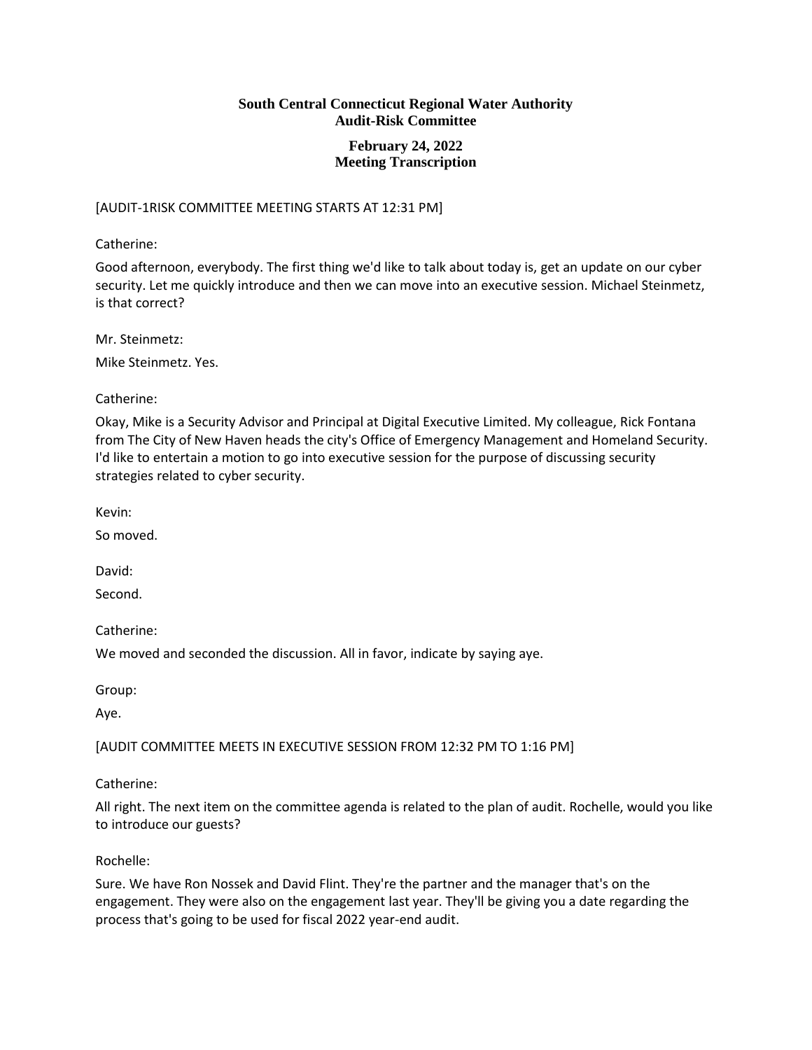**South Central Connecticut Regional Water Authority**
**Audit-Risk Committee**

**February 24, 2022**
**Meeting Transcription**

[AUDIT-1RISK COMMITTEE MEETING STARTS AT 12:31 PM]

Catherine:

Good afternoon, everybody. The first thing we'd like to talk about today is, get an update on our cyber security. Let me quickly introduce and then we can move into an executive session. Michael Steinmetz, is that correct?

Mr. Steinmetz:

Mike Steinmetz. Yes.

Catherine:

Okay, Mike is a Security Advisor and Principal at Digital Executive Limited. My colleague, Rick Fontana from The City of New Haven heads the city's Office of Emergency Management and Homeland Security. I'd like to entertain a motion to go into executive session for the purpose of discussing security strategies related to cyber security.

Kevin:

So moved.

David:

Second.

Catherine:

We moved and seconded the discussion. All in favor, indicate by saying aye.

Group:

Aye.

[AUDIT COMMITTEE MEETS IN EXECUTIVE SESSION FROM 12:32 PM TO 1:16 PM]

Catherine:

All right. The next item on the committee agenda is related to the plan of audit. Rochelle, would you like to introduce our guests?

Rochelle:

Sure. We have Ron Nossek and David Flint. They're the partner and the manager that's on the engagement. They were also on the engagement last year. They'll be giving you a date regarding the process that's going to be used for fiscal 2022 year-end audit.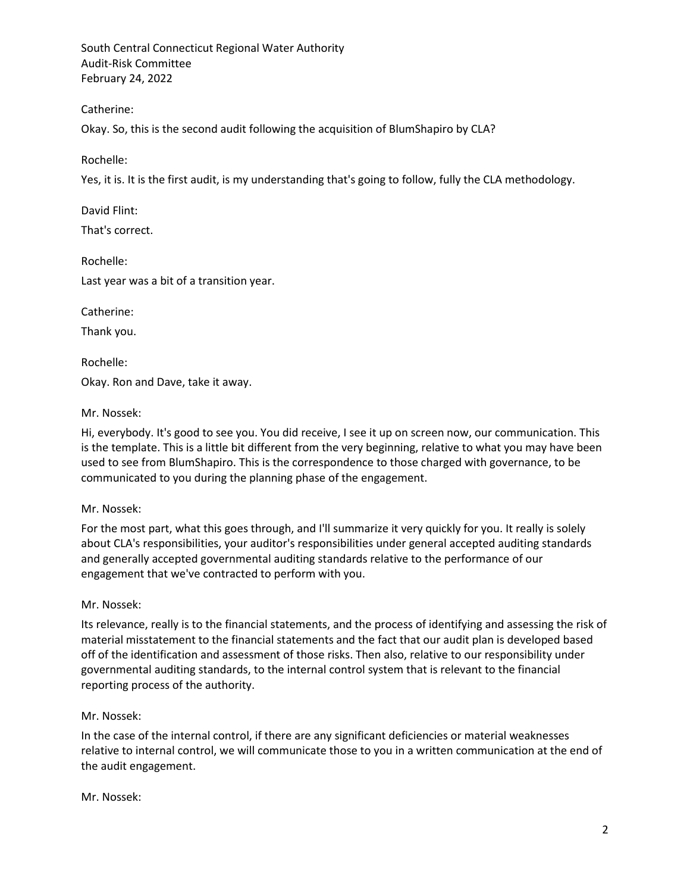Catherine:

Okay. So, this is the second audit following the acquisition of BlumShapiro by CLA?

Rochelle:

Yes, it is. It is the first audit, is my understanding that's going to follow, fully the CLA methodology.

David Flint:

That's correct.

Rochelle:

Last year was a bit of a transition year.

Catherine:

Thank you.

Rochelle:

Okay. Ron and Dave, take it away.

Mr. Nossek:

Hi, everybody. It's good to see you. You did receive, I see it up on screen now, our communication. This is the template. This is a little bit different from the very beginning, relative to what you may have been used to see from BlumShapiro. This is the correspondence to those charged with governance, to be communicated to you during the planning phase of the engagement.

Mr. Nossek:

For the most part, what this goes through, and I'll summarize it very quickly for you. It really is solely about CLA's responsibilities, your auditor's responsibilities under general accepted auditing standards and generally accepted governmental auditing standards relative to the performance of our engagement that we've contracted to perform with you.

Mr. Nossek:

Its relevance, really is to the financial statements, and the process of identifying and assessing the risk of material misstatement to the financial statements and the fact that our audit plan is developed based off of the identification and assessment of those risks. Then also, relative to our responsibility under governmental auditing standards, to the internal control system that is relevant to the financial reporting process of the authority.

Mr. Nossek:

In the case of the internal control, if there are any significant deficiencies or material weaknesses relative to internal control, we will communicate those to you in a written communication at the end of the audit engagement.

Mr. Nossek: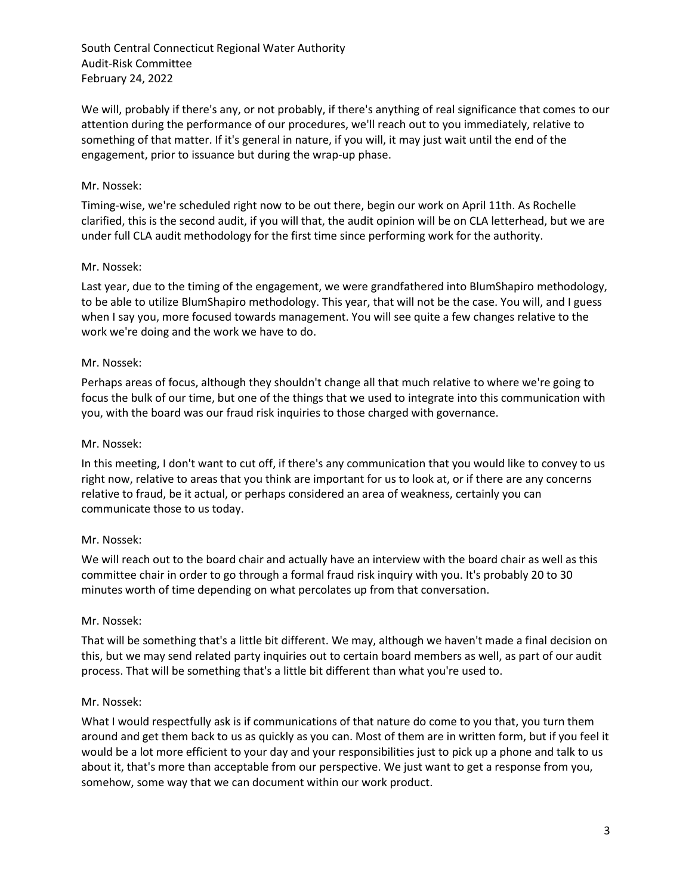We will, probably if there's any, or not probably, if there's anything of real significance that comes to our attention during the performance of our procedures, we'll reach out to you immediately, relative to something of that matter. If it's general in nature, if you will, it may just wait until the end of the engagement, prior to issuance but during the wrap-up phase.

Mr. Nossek:

Timing-wise, we're scheduled right now to be out there, begin our work on April 11th. As Rochelle clarified, this is the second audit, if you will that, the audit opinion will be on CLA letterhead, but we are under full CLA audit methodology for the first time since performing work for the authority.

Mr. Nossek:

Last year, due to the timing of the engagement, we were grandfathered into BlumShapiro methodology, to be able to utilize BlumShapiro methodology. This year, that will not be the case. You will, and I guess when I say you, more focused towards management. You will see quite a few changes relative to the work we're doing and the work we have to do.

Mr. Nossek:

Perhaps areas of focus, although they shouldn't change all that much relative to where we're going to focus the bulk of our time, but one of the things that we used to integrate into this communication with you, with the board was our fraud risk inquiries to those charged with governance.

Mr. Nossek:

In this meeting, I don't want to cut off, if there's any communication that you would like to convey to us right now, relative to areas that you think are important for us to look at, or if there are any concerns relative to fraud, be it actual, or perhaps considered an area of weakness, certainly you can communicate those to us today.

Mr. Nossek:

We will reach out to the board chair and actually have an interview with the board chair as well as this committee chair in order to go through a formal fraud risk inquiry with you. It's probably 20 to 30 minutes worth of time depending on what percolates up from that conversation.

Mr. Nossek:

That will be something that's a little bit different. We may, although we haven't made a final decision on this, but we may send related party inquiries out to certain board members as well, as part of our audit process. That will be something that's a little bit different than what you're used to.

Mr. Nossek:

What I would respectfully ask is if communications of that nature do come to you that, you turn them around and get them back to us as quickly as you can. Most of them are in written form, but if you feel it would be a lot more efficient to your day and your responsibilities just to pick up a phone and talk to us about it, that's more than acceptable from our perspective. We just want to get a response from you, somehow, some way that we can document within our work product.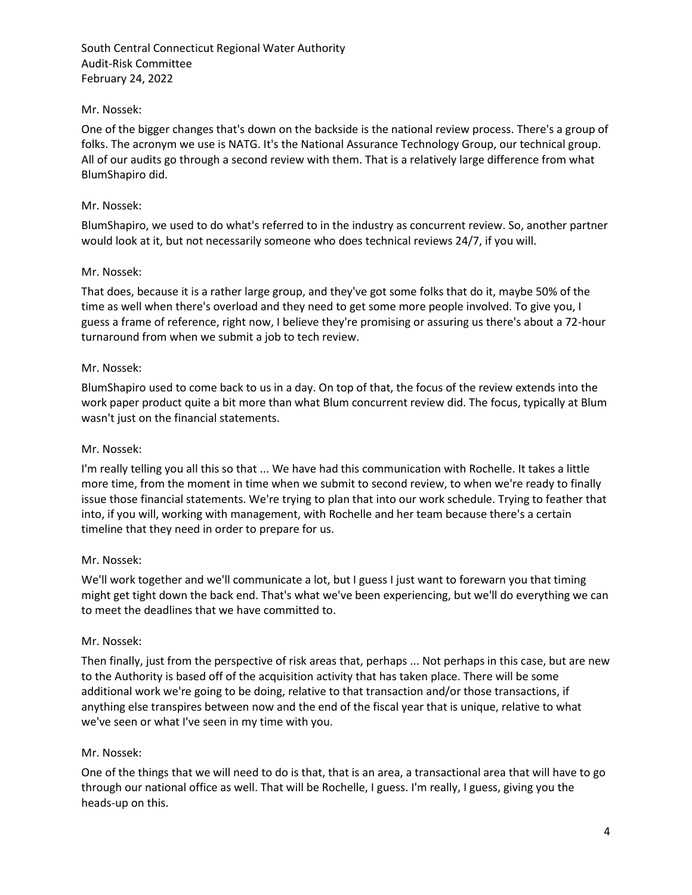Mr. Nossek:

One of the bigger changes that's down on the backside is the national review process. There's a group of folks. The acronym we use is NATG. It's the National Assurance Technology Group, our technical group. All of our audits go through a second review with them. That is a relatively large difference from what BlumShapiro did.

Mr. Nossek:

BlumShapiro, we used to do what's referred to in the industry as concurrent review. So, another partner would look at it, but not necessarily someone who does technical reviews 24/7, if you will.

Mr. Nossek:

That does, because it is a rather large group, and they've got some folks that do it, maybe 50% of the time as well when there's overload and they need to get some more people involved. To give you, I guess a frame of reference, right now, I believe they're promising or assuring us there's about a 72-hour turnaround from when we submit a job to tech review.

Mr. Nossek:

BlumShapiro used to come back to us in a day. On top of that, the focus of the review extends into the work paper product quite a bit more than what Blum concurrent review did. The focus, typically at Blum wasn't just on the financial statements.

Mr. Nossek:

I'm really telling you all this so that ... We have had this communication with Rochelle. It takes a little more time, from the moment in time when we submit to second review, to when we're ready to finally issue those financial statements. We're trying to plan that into our work schedule. Trying to feather that into, if you will, working with management, with Rochelle and her team because there's a certain timeline that they need in order to prepare for us.

Mr. Nossek:

We'll work together and we'll communicate a lot, but I guess I just want to forewarn you that timing might get tight down the back end. That's what we've been experiencing, but we'll do everything we can to meet the deadlines that we have committed to.

Mr. Nossek:

Then finally, just from the perspective of risk areas that, perhaps ... Not perhaps in this case, but are new to the Authority is based off of the acquisition activity that has taken place. There will be some additional work we're going to be doing, relative to that transaction and/or those transactions, if anything else transpires between now and the end of the fiscal year that is unique, relative to what we've seen or what I've seen in my time with you.

Mr. Nossek:

One of the things that we will need to do is that, that is an area, a transactional area that will have to go through our national office as well. That will be Rochelle, I guess. I'm really, I guess, giving you the heads-up on this.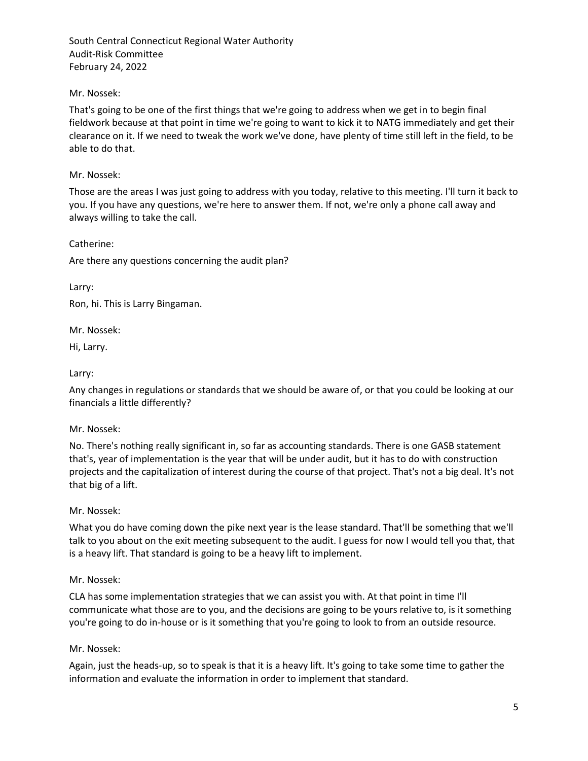Mr. Nossek:

That's going to be one of the first things that we're going to address when we get in to begin final fieldwork because at that point in time we're going to want to kick it to NATG immediately and get their clearance on it. If we need to tweak the work we've done, have plenty of time still left in the field, to be able to do that.

Mr. Nossek:

Those are the areas I was just going to address with you today, relative to this meeting. I'll turn it back to you. If you have any questions, we're here to answer them. If not, we're only a phone call away and always willing to take the call.

Catherine:

Are there any questions concerning the audit plan?

Larry:

Ron, hi. This is Larry Bingaman.

Mr. Nossek:

Hi, Larry.

Larry:

Any changes in regulations or standards that we should be aware of, or that you could be looking at our financials a little differently?

Mr. Nossek:

No. There's nothing really significant in, so far as accounting standards. There is one GASB statement that's, year of implementation is the year that will be under audit, but it has to do with construction projects and the capitalization of interest during the course of that project. That's not a big deal. It's not that big of a lift.

Mr. Nossek:

What you do have coming down the pike next year is the lease standard. That'll be something that we'll talk to you about on the exit meeting subsequent to the audit. I guess for now I would tell you that, that is a heavy lift. That standard is going to be a heavy lift to implement.

Mr. Nossek:

CLA has some implementation strategies that we can assist you with. At that point in time I'll communicate what those are to you, and the decisions are going to be yours relative to, is it something you're going to do in-house or is it something that you're going to look to from an outside resource.

Mr. Nossek:

Again, just the heads-up, so to speak is that it is a heavy lift. It's going to take some time to gather the information and evaluate the information in order to implement that standard.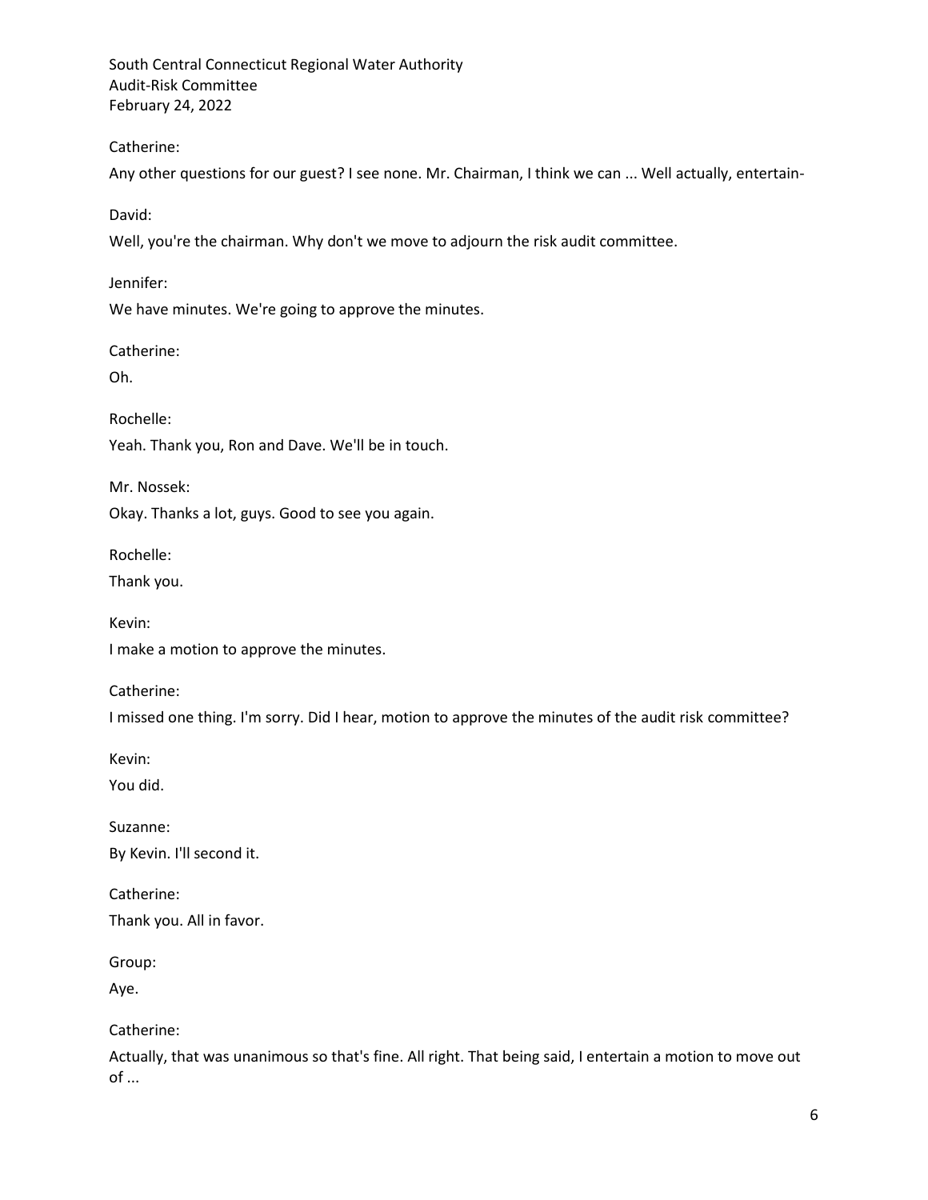Catherine:

Any other questions for our guest? I see none. Mr. Chairman, I think we can ... Well actually, entertain-

David:

Well, you're the chairman. Why don't we move to adjourn the risk audit committee.

Jennifer:

We have minutes. We're going to approve the minutes.

Catherine:

Oh.

Rochelle:

Yeah. Thank you, Ron and Dave. We'll be in touch.

Mr. Nossek:

Okay. Thanks a lot, guys. Good to see you again.

Rochelle:

Thank you.

Kevin:

I make a motion to approve the minutes.

Catherine:

I missed one thing. I'm sorry. Did I hear, motion to approve the minutes of the audit risk committee?

Kevin:

You did.

Suzanne:

By Kevin. I'll second it.

Catherine:

Thank you. All in favor.

Group:

Aye.

Catherine:

Actually, that was unanimous so that's fine. All right. That being said, I entertain a motion to move out of ...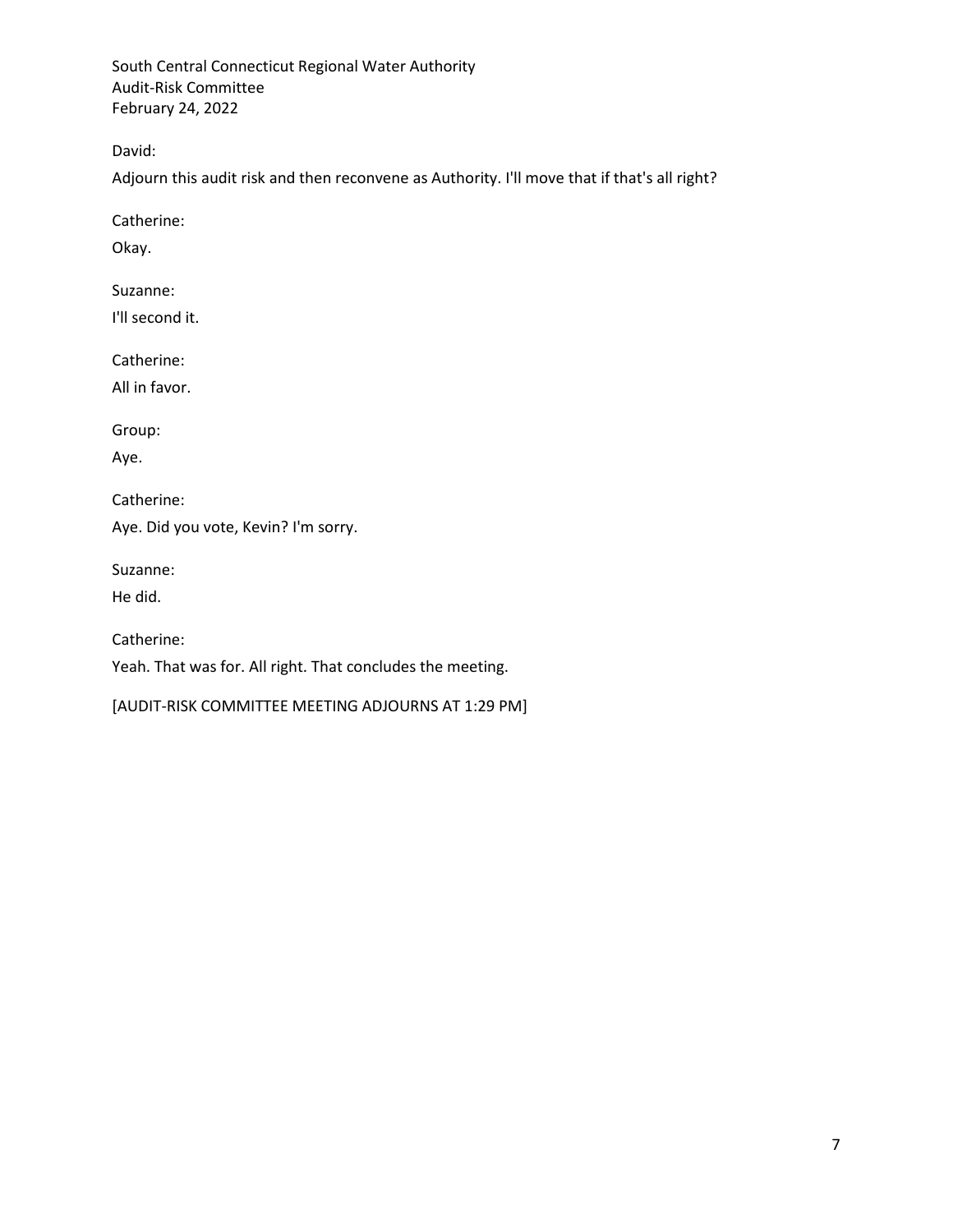David:

Adjourn this audit risk and then reconvene as Authority. I'll move that if that's all right?

Catherine:

Okay.

Suzanne:

I'll second it.

Catherine:

All in favor.

Group:

Aye.

Catherine:

Aye. Did you vote, Kevin? I'm sorry.

Suzanne:

He did.

Catherine:

Yeah. That was for. All right. That concludes the meeting.

[AUDIT-RISK COMMITTEE MEETING ADJOURNS AT 1:29 PM]